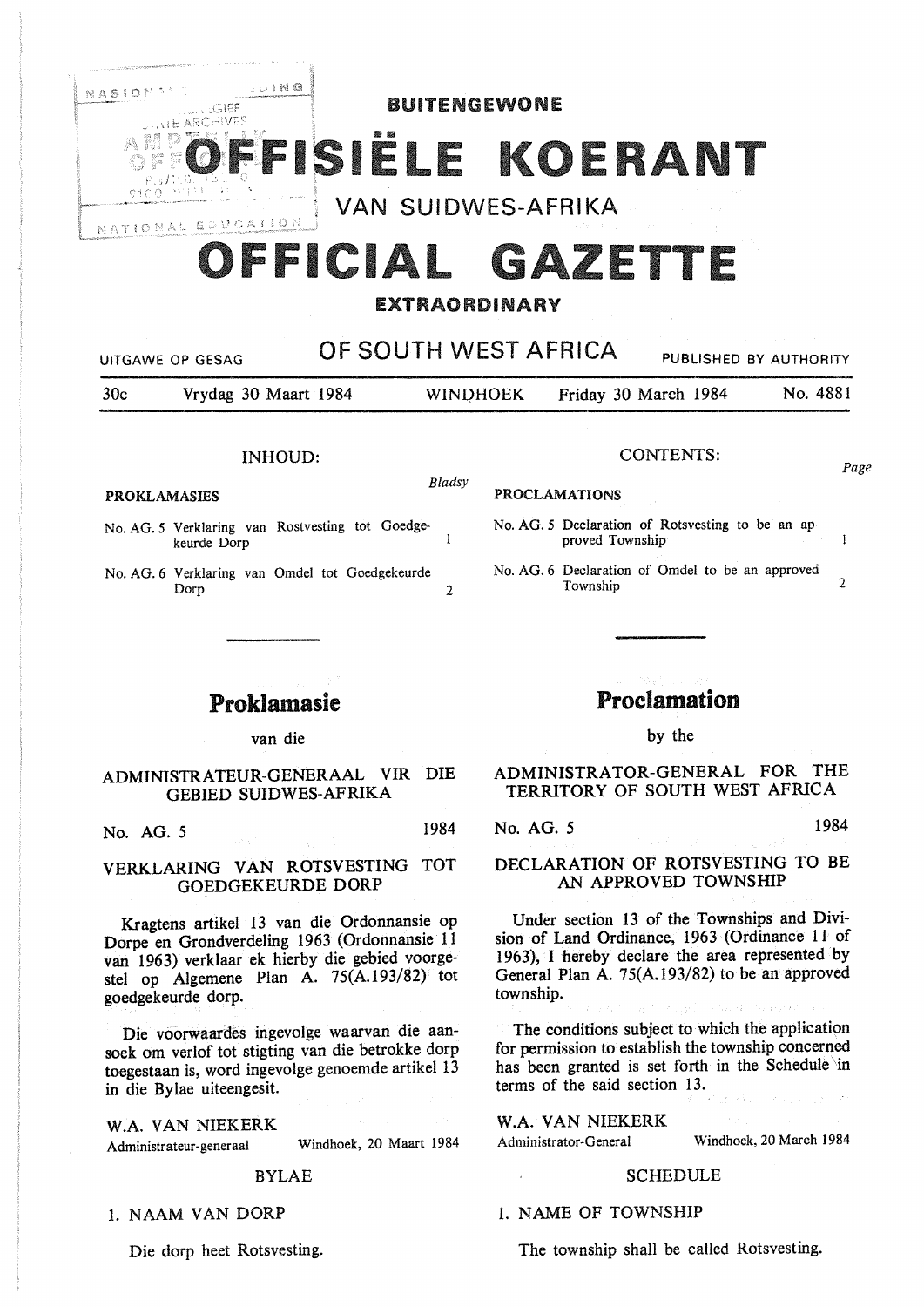# BUITENGEWONE OFFISIËLE KOERANT VAN SUIDWES-AFRIKA

# OFFICIAL GAZETTE EXTRAORDINARY OF SOUTH WEST AFRICA

UITGAWE OP GESAG — PUBLISHED BY AUTHORITY

30c — Vrydag 30 Maart 1984 — WINDHOEK — Friday 30 March 1984 — No. 4881

## INHOUD:

**PROKLAMASIES** — *Bladsy*

No. AG. 5 Verklaring van Rostvesting tot Goedgekeurde Dorp — 1

No. AG. 6 Verklaring van Omdel tot Goedgekeurde Dorp — 2

## CONTENTS:

**PROCLAMATIONS** — *Page*

No. AG. 5 Declaration of Rotsvesting to be an approved Township — 1

No. AG. 6 Declaration of Omdel to be an approved Township — 2

---

## Proklamasie

van die

### ADMINISTRATEUR-GENERAAL VIR DIE GEBIED SUIDWES-AFRIKA

No. AG. 5 — 1984

### VERKLARING VAN ROTSVESTING TOT GOEDGEKEURDE DORP

Kragtens artikel 13 van die Ordonnansie op Dorpe en Grondverdeling 1963 (Ordonnansie 11 van 1963) verklaar ek hierby die gebied voorgestel op Algemene Plan A. 75(A.193/82) tot goedgekeurde dorp.

Die voorwaardes ingevolge waarvan die aansoek om verlof tot stigting van die betrokke dorp toegestaan is, word ingevolge genoemde artikel 13 in die Bylae uiteengesit.

W.A. VAN NIEKERK
Administrateur-generaal — Windhoek, 20 Maart 1984

#### BYLAE

1. NAAM VAN DORP

Die dorp heet Rotsvesting.

## Proclamation

by the

### ADMINISTRATOR-GENERAL FOR THE TERRITORY OF SOUTH WEST AFRICA

No. AG. 5 — 1984

### DECLARATION OF ROTSVESTING TO BE AN APPROVED TOWNSHIP

Under section 13 of the Townships and Division of Land Ordinance, 1963 (Ordinance 11 of 1963), I hereby declare the area represented by General Plan A. 75(A.193/82) to be an approved township.

The conditions subject to which the application for permission to establish the township concerned has been granted is set forth in the Schedule in terms of the said section 13.

W.A. VAN NIEKERK
Administrator-General — Windhoek, 20 March 1984

#### SCHEDULE

1. NAME OF TOWNSHIP

The township shall be called Rotsvesting.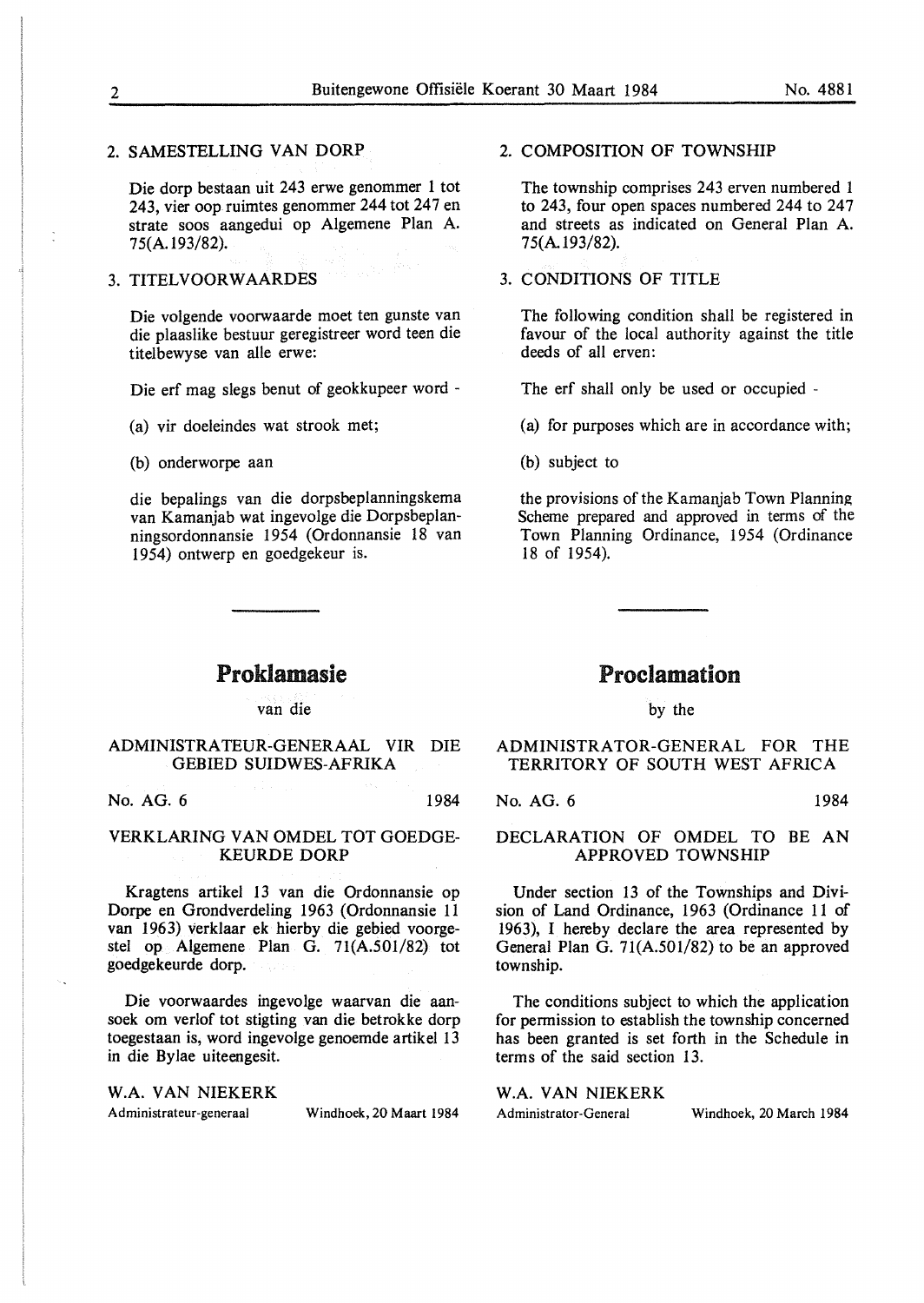2. SAMESTELLING VAN DORP

Die dorp bestaan uit 243 erwe genommer 1 tot 243, vier oop ruimtes genommer 244 tot 247 en strate soos aangedui op Algemene Plan A. 75(A.193/82).

3. TITELVOORWAARDES

Die volgende voorwaarde moet ten gunste van die plaaslike bestuur geregistreer word teen die titelbewyse van alle erwe:

Die erf mag slegs benut of geokkupeer word -

(a) vir doeleindes wat strook met;

(b) onderworpe aan

die bepalings van die dorpsbeplanningskema van Kamanjab wat ingevolge die Dorpsbeplanningsordonnansie 1954 (Ordonnansie 18 van 1954) ontwerp en goedgekeur is.

2. COMPOSITION OF TOWNSHIP

The township comprises 243 erven numbered 1 to 243, four open spaces numbered 244 to 247 and streets as indicated on General Plan A. 75(A.193/82).

3. CONDITIONS OF TITLE

The following condition shall be registered in favour of the local authority against the title deeds of all erven:

The erf shall only be used or occupied -

(a) for purposes which are in accordance with;

(b) subject to

the provisions of the Kamanjab Town Planning Scheme prepared and approved in terms of the Town Planning Ordinance, 1954 (Ordinance 18 of 1954).

# Proklamasie

van die

## ADMINISTRATEUR-GENERAAL VIR DIE GEBIED SUIDWES-AFRIKA

No. AG. 6 1984

### VERKLARING VAN OMDEL TOT GOEDGEKEURDE DORP

Kragtens artikel 13 van die Ordonnansie op Dorpe en Grondverdeling 1963 (Ordonnansie 11 van 1963) verklaar ek hierby die gebied voorgestel op Algemene Plan G. 71(A.501/82) tot goedgekeurde dorp.

Die voorwaardes ingevolge waarvan die aansoek om verlof tot stigting van die betrokke dorp toegestaan is, word ingevolge genoemde artikel 13 in die Bylae uiteengesit.

W.A. VAN NIEKERK
Administrateur-generaal Windhoek, 20 Maart 1984

# Proclamation

by the

## ADMINISTRATOR-GENERAL FOR THE TERRITORY OF SOUTH WEST AFRICA

No. AG. 6 1984

### DECLARATION OF OMDEL TO BE AN APPROVED TOWNSHIP

Under section 13 of the Townships and Division of Land Ordinance, 1963 (Ordinance 11 of 1963), I hereby declare the area represented by General Plan G. 71(A.501/82) to be an approved township.

The conditions subject to which the application for permission to establish the township concerned has been granted is set forth in the Schedule in terms of the said section 13.

W.A. VAN NIEKERK
Administrator-General Windhoek, 20 March 1984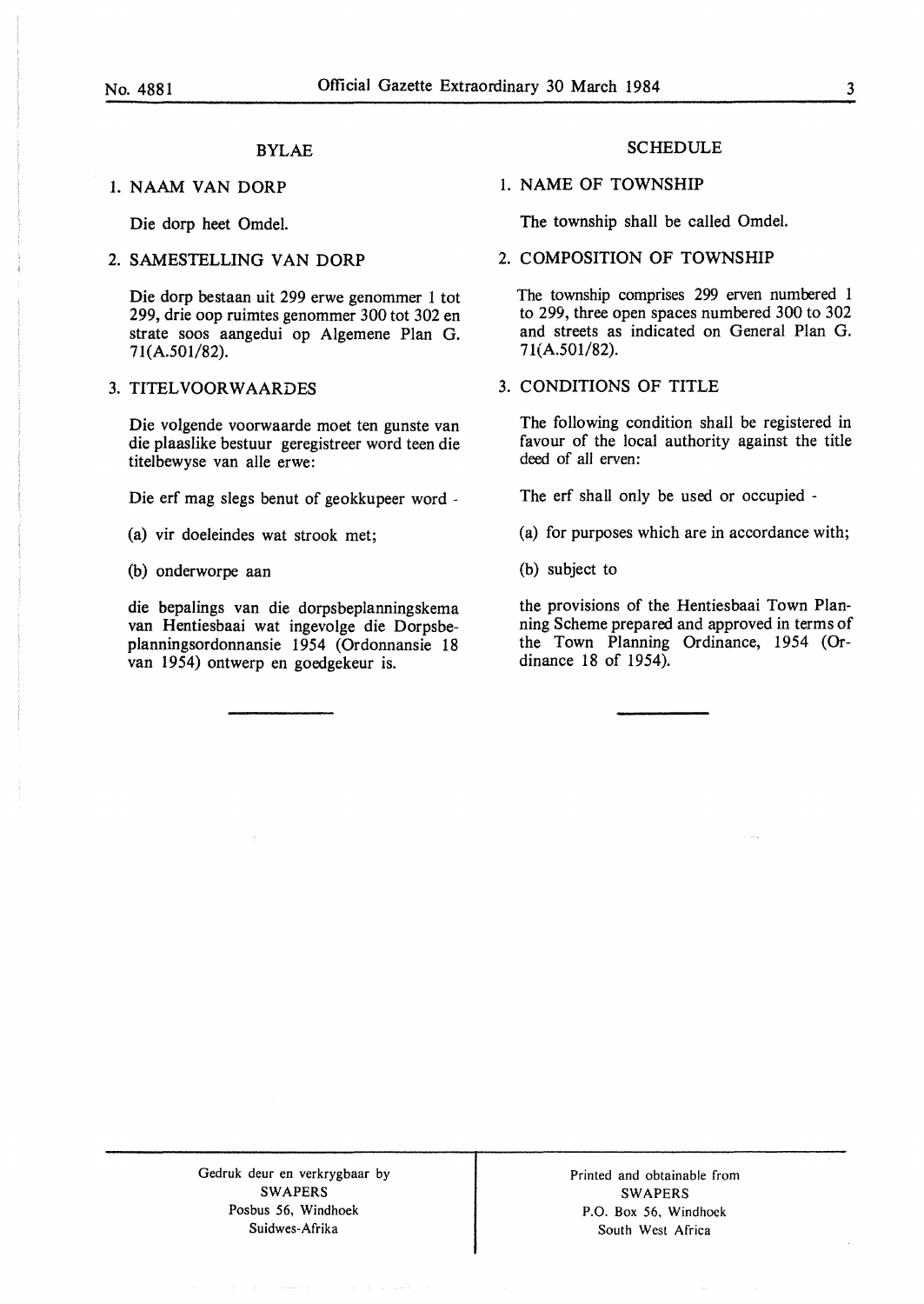## BYLAE

1. NAAM VAN DORP

   Die dorp heet Omdel.

2. SAMESTELLING VAN DORP

   Die dorp bestaan uit 299 erwe genommer 1 tot 299, drie oop ruimtes genommer 300 tot 302 en strate soos aangedui op Algemene Plan G. 71(A.501/82).

3. TITELVOORWAARDES

   Die volgende voorwaarde moet ten gunste van die plaaslike bestuur geregistreer word teen die titelbewyse van alle erwe:

   Die erf mag slegs benut of geokkupeer word -

   (a) vir doeleindes wat strook met;

   (b) onderworpe aan

   die bepalings van die dorpsbeplanningskema van Hentiesbaai wat ingevolge die Dorpsbeplanningsordonnansie 1954 (Ordonnansie 18 van 1954) ontwerp en goedgekeur is.

## SCHEDULE

1. NAME OF TOWNSHIP

   The township shall be called Omdel.

2. COMPOSITION OF TOWNSHIP

   The township comprises 299 erven numbered 1 to 299, three open spaces numbered 300 to 302 and streets as indicated on General Plan G. 71(A.501/82).

3. CONDITIONS OF TITLE

   The following condition shall be registered in favour of the local authority against the title deed of all erven:

   The erf shall only be used or occupied -

   (a) for purposes which are in accordance with;

   (b) subject to

   the provisions of the Hentiesbaai Town Planning Scheme prepared and approved in terms of the Town Planning Ordinance, 1954 (Ordinance 18 of 1954).

---

Gedruk deur en verkrygbaar by
SWAPERS
Posbus 56, Windhoek
Suidwes-Afrika

Printed and obtainable from
SWAPERS
P.O. Box 56, Windhoek
South West Africa